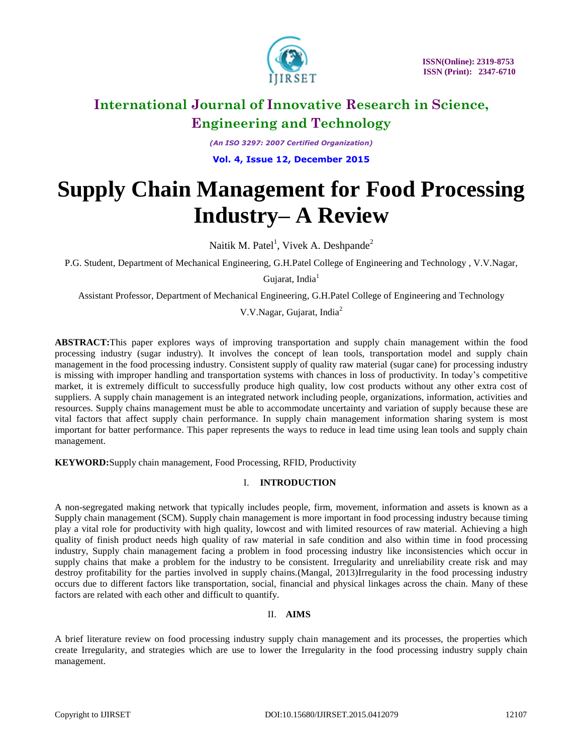# Supply Chain Management for Food Processing Industry– A Review

Naitik M. Patel[1], Vivek A. Deshpande[2]

P.G. Student, Department of Mechanical Engineering, G.H.Patel College of Engineering and Technology , V.V.Nagar, Gujarat, India[1]

Assistant Professor, Department of Mechanical Engineering, G.H.Patel College of Engineering and Technology V.V.Nagar, Gujarat, India[2]

**ABSTRACT:**This paper explores ways of improving transportation and supply chain management within the food processing industry (sugar industry). It involves the concept of lean tools, transportation model and supply chain management in the food processing industry. Consistent supply of quality raw material (sugar cane) for processing industry is missing with improper handling and transportation systems with chances in loss of productivity. In today's competitive market, it is extremely difficult to successfully produce high quality, low cost products without any other extra cost of suppliers. A supply chain management is an integrated network including people, organizations, information, activities and resources. Supply chains management must be able to accommodate uncertainty and variation of supply because these are vital factors that affect supply chain performance. In supply chain management information sharing system is most important for batter performance. This paper represents the ways to reduce in lead time using lean tools and supply chain management.

**KEYWORD:**Supply chain management, Food Processing, RFID, Productivity

## I. INTRODUCTION

A non-segregated making network that typically includes people, firm, movement, information and assets is known as a Supply chain management (SCM). Supply chain management is more important in food processing industry because timing play a vital role for productivity with high quality, lowcost and with limited resources of raw material. Achieving a high quality of finish product needs high quality of raw material in safe condition and also within time in food processing industry, Supply chain management facing a problem in food processing industry like inconsistencies which occur in supply chains that make a problem for the industry to be consistent. Irregularity and unreliability create risk and may destroy profitability for the parties involved in supply chains.(Mangal, 2013)Irregularity in the food processing industry occurs due to different factors like transportation, social, financial and physical linkages across the chain. Many of these factors are related with each other and difficult to quantify.

## II. AIMS

A brief literature review on food processing industry supply chain management and its processes, the properties which create Irregularity, and strategies which are use to lower the Irregularity in the food processing industry supply chain management.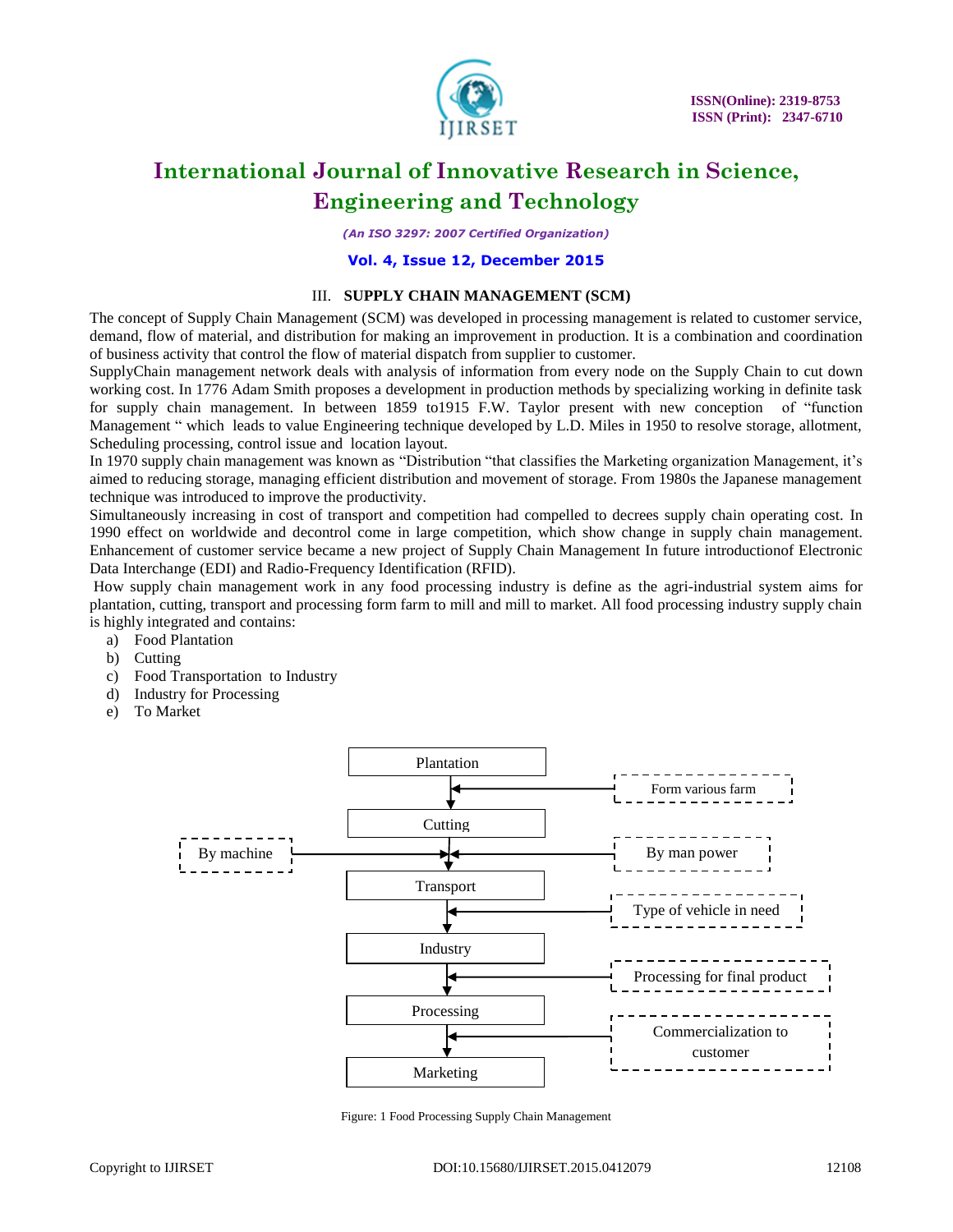## III. SUPPLY CHAIN MANAGEMENT (SCM)

The concept of Supply Chain Management (SCM) was developed in processing management is related to customer service, demand, flow of material, and distribution for making an improvement in production. It is a combination and coordination of business activity that control the flow of material dispatch from supplier to customer.

SupplyChain management network deals with analysis of information from every node on the Supply Chain to cut down working cost. In 1776 Adam Smith proposes a development in production methods by specializing working in definite task for supply chain management. In between 1859 to1915 F.W. Taylor present with new conception of "function Management " which leads to value Engineering technique developed by L.D. Miles in 1950 to resolve storage, allotment, Scheduling processing, control issue and location layout.

In 1970 supply chain management was known as "Distribution "that classifies the Marketing organization Management, it's aimed to reducing storage, managing efficient distribution and movement of storage. From 1980s the Japanese management technique was introduced to improve the productivity.

Simultaneously increasing in cost of transport and competition had compelled to decrees supply chain operating cost. In 1990 effect on worldwide and decontrol come in large competition, which show change in supply chain management. Enhancement of customer service became a new project of Supply Chain Management In future introductionof Electronic Data Interchange (EDI) and Radio-Frequency Identification (RFID).

How supply chain management work in any food processing industry is define as the agri-industrial system aims for plantation, cutting, transport and processing form farm to mill and mill to market. All food processing industry supply chain is highly integrated and contains:

a) Food Plantation
b) Cutting
c) Food Transportation to Industry
d) Industry for Processing
e) To Market

Figure: 1 Food Processing Supply Chain Management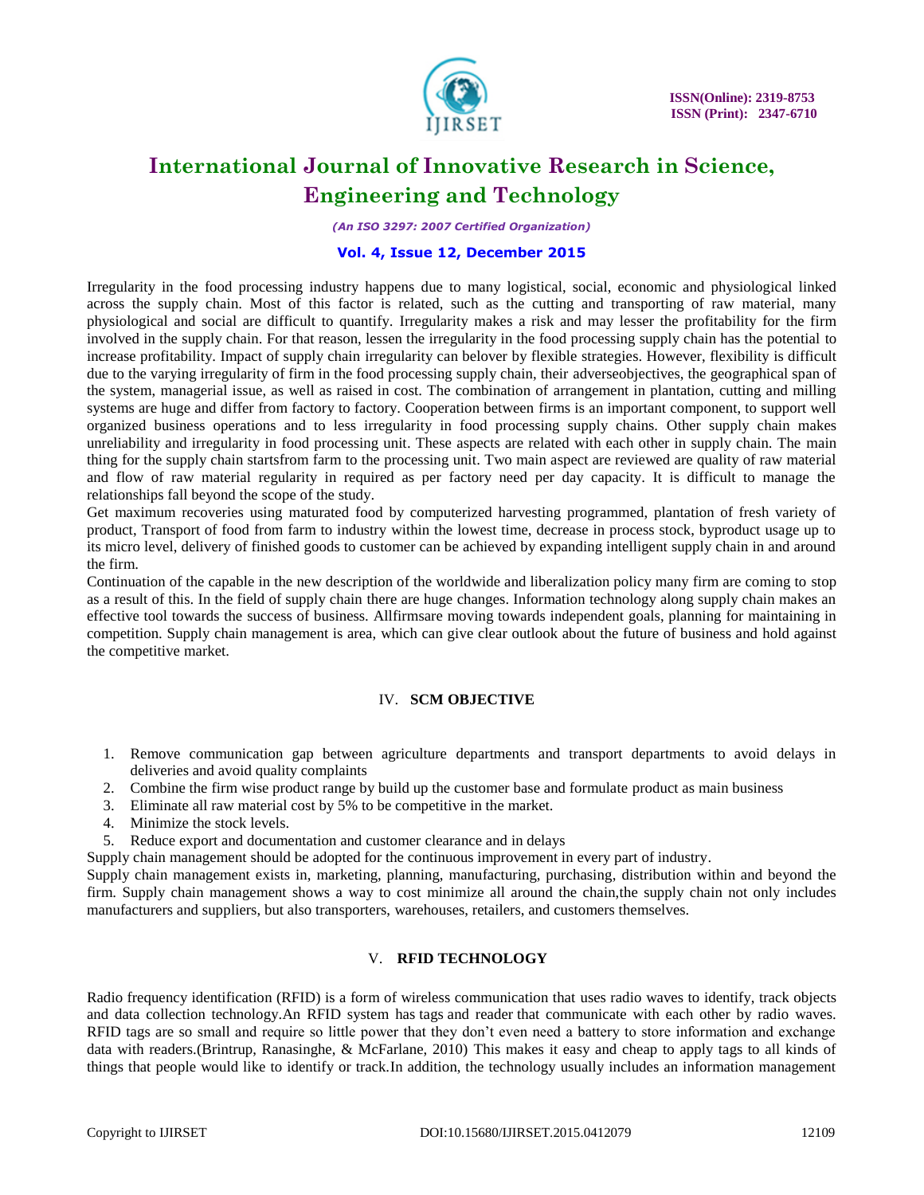Irregularity in the food processing industry happens due to many logistical, social, economic and physiological linked across the supply chain. Most of this factor is related, such as the cutting and transporting of raw material, many physiological and social are difficult to quantify. Irregularity makes a risk and may lesser the profitability for the firm involved in the supply chain. For that reason, lessen the irregularity in the food processing supply chain has the potential to increase profitability. Impact of supply chain irregularity can belover by flexible strategies. However, flexibility is difficult due to the varying irregularity of firm in the food processing supply chain, their adverseobjectives, the geographical span of the system, managerial issue, as well as raised in cost. The combination of arrangement in plantation, cutting and milling systems are huge and differ from factory to factory. Cooperation between firms is an important component, to support well organized business operations and to less irregularity in food processing supply chains. Other supply chain makes unreliability and irregularity in food processing unit. These aspects are related with each other in supply chain. The main thing for the supply chain startsfrom farm to the processing unit. Two main aspect are reviewed are quality of raw material and flow of raw material regularity in required as per factory need per day capacity. It is difficult to manage the relationships fall beyond the scope of the study.

Get maximum recoveries using maturated food by computerized harvesting programmed, plantation of fresh variety of product, Transport of food from farm to industry within the lowest time, decrease in process stock, byproduct usage up to its micro level, delivery of finished goods to customer can be achieved by expanding intelligent supply chain in and around the firm.

Continuation of the capable in the new description of the worldwide and liberalization policy many firm are coming to stop as a result of this. In the field of supply chain there are huge changes. Information technology along supply chain makes an effective tool towards the success of business. Allfirmsare moving towards independent goals, planning for maintaining in competition. Supply chain management is area, which can give clear outlook about the future of business and hold against the competitive market.

## IV. SCM OBJECTIVE

1. Remove communication gap between agriculture departments and transport departments to avoid delays in deliveries and avoid quality complaints
2. Combine the firm wise product range by build up the customer base and formulate product as main business
3. Eliminate all raw material cost by 5% to be competitive in the market.
4. Minimize the stock levels.
5. Reduce export and documentation and customer clearance and in delays

Supply chain management should be adopted for the continuous improvement in every part of industry.

Supply chain management exists in, marketing, planning, manufacturing, purchasing, distribution within and beyond the firm. Supply chain management shows a way to cost minimize all around the chain,the supply chain not only includes manufacturers and suppliers, but also transporters, warehouses, retailers, and customers themselves.

## V. RFID TECHNOLOGY

Radio frequency identification (RFID) is a form of wireless communication that uses radio waves to identify, track objects and data collection technology.An RFID system has tags and reader that communicate with each other by radio waves. RFID tags are so small and require so little power that they don't even need a battery to store information and exchange data with readers.(Brintrup, Ranasinghe, & McFarlane, 2010) This makes it easy and cheap to apply tags to all kinds of things that people would like to identify or track.In addition, the technology usually includes an information management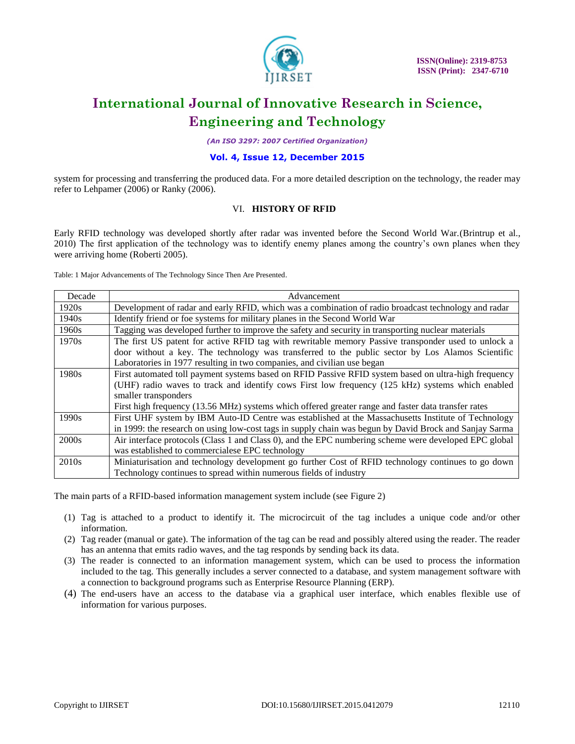system for processing and transferring the produced data. For a more detailed description on the technology, the reader may refer to Lehpamer (2006) or Ranky (2006).

## VI. HISTORY OF RFID

Early RFID technology was developed shortly after radar was invented before the Second World War.(Brintrup et al., 2010) The first application of the technology was to identify enemy planes among the country's own planes when they were arriving home (Roberti 2005).

Table: 1 Major Advancements of The Technology Since Then Are Presented.

| Decade | Advancement |
|---|---|
| 1920s | Development of radar and early RFID, which was a combination of radio broadcast technology and radar |
| 1940s | Identify friend or foe systems for military planes in the Second World War |
| 1960s | Tagging was developed further to improve the safety and security in transporting nuclear materials |
| 1970s | The first US patent for active RFID tag with rewritable memory Passive transponder used to unlock a door without a key. The technology was transferred to the public sector by Los Alamos Scientific Laboratories in 1977 resulting in two companies, and civilian use began |
| 1980s | First automated toll payment systems based on RFID Passive RFID system based on ultra-high frequency (UHF) radio waves to track and identify cows First low frequency (125 kHz) systems which enabled smaller transponders<br>First high frequency (13.56 MHz) systems which offered greater range and faster data transfer rates |
| 1990s | First UHF system by IBM Auto-ID Centre was established at the Massachusetts Institute of Technology in 1999: the research on using low-cost tags in supply chain was begun by David Brock and Sanjay Sarma |
| 2000s | Air interface protocols (Class 1 and Class 0), and the EPC numbering scheme were developed EPC global was established to commercialese EPC technology |
| 2010s | Miniaturisation and technology development go further Cost of RFID technology continues to go down Technology continues to spread within numerous fields of industry |

The main parts of a RFID-based information management system include (see Figure 2)

1. Tag is attached to a product to identify it. The microcircuit of the tag includes a unique code and/or other information.
2. Tag reader (manual or gate). The information of the tag can be read and possibly altered using the reader. The reader has an antenna that emits radio waves, and the tag responds by sending back its data.
3. The reader is connected to an information management system, which can be used to process the information included to the tag. This generally includes a server connected to a database, and system management software with a connection to background programs such as Enterprise Resource Planning (ERP).
4. The end-users have an access to the database via a graphical user interface, which enables flexible use of information for various purposes.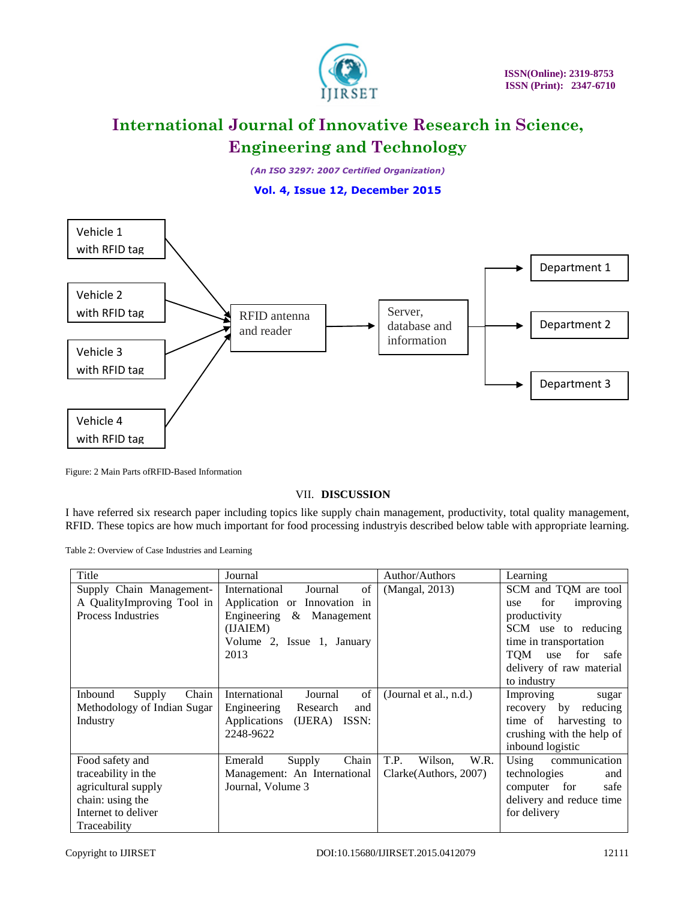Vehicle 1 with RFID tag

Vehicle 2 with RFID tag

Vehicle 3 with RFID tag

Vehicle 4 with RFID tag

RFID antenna and reader

Server, database and information

Department 1

Department 2

Department 3

Figure: 2 Main Parts ofRFID-Based Information

## VII. DISCUSSION

I have referred six research paper including topics like supply chain management, productivity, total quality management, RFID. These topics are how much important for food processing industryis described below table with appropriate learning.

Table 2: Overview of Case Industries and Learning

| Title | Journal | Author/Authors | Learning |
|---|---|---|---|
| Supply Chain Management-A QualityImproving Tool in Process Industries | International Journal of Application or Innovation in Engineering & Management (IJAIEM) Volume 2, Issue 1, January 2013 | (Mangal, 2013) | SCM and TQM are tool use for improving productivity SCM use to reducing time in transportation TQM use for safe delivery of raw material to industry |
| Inbound Supply Chain Methodology of Indian Sugar Industry | International Journal of Engineering Research and Applications (IJERA) ISSN: 2248-9622 | (Journal et al., n.d.) | Improving sugar recovery by reducing time of harvesting to crushing with the help of inbound logistic |
| Food safety and traceability in the agricultural supply chain: using the Internet to deliver Traceability | Emerald Supply Chain Management: An International Journal, Volume 3 | T.P. Wilson, W.R. Clarke(Authors, 2007) | Using communication technologies and computer for safe delivery and reduce time for delivery |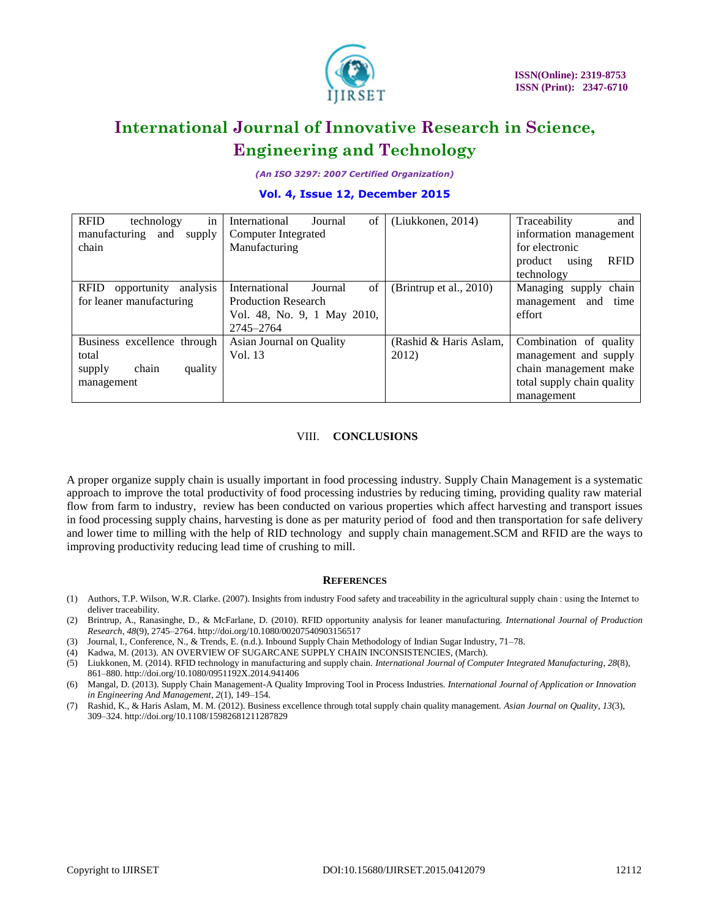| | | | |
|---|---|---|---|
| RFID technology in manufacturing and supply chain | International Journal of Computer Integrated Manufacturing | (Liukkonen, 2014) | Traceability and information management for electronic product using RFID technology |
| RFID opportunity analysis for leaner manufacturing | International Journal of Production Research Vol. 48, No. 9, 1 May 2010, 2745–2764 | (Brintrup et al., 2010) | Managing supply chain management and time effort |
| Business excellence through total supply chain quality management | Asian Journal on Quality Vol. 13 | (Rashid & Haris Aslam, 2012) | Combination of quality management and supply chain management make total supply chain quality management |

## VIII. CONCLUSIONS

A proper organize supply chain is usually important in food processing industry. Supply Chain Management is a systematic approach to improve the total productivity of food processing industries by reducing timing, providing quality raw material flow from farm to industry, review has been conducted on various properties which affect harvesting and transport issues in food processing supply chains, harvesting is done as per maturity period of food and then transportation for safe delivery and lower time to milling with the help of RID technology and supply chain management.SCM and RFID are the ways to improving productivity reducing lead time of crushing to mill.

## REFERENCES

(1) Authors, T.P. Wilson, W.R. Clarke. (2007). Insights from industry Food safety and traceability in the agricultural supply chain : using the Internet to deliver traceability.

(2) Brintrup, A., Ranasinghe, D., & McFarlane, D. (2010). RFID opportunity analysis for leaner manufacturing. *International Journal of Production Research*, *48*(9), 2745–2764. http://doi.org/10.1080/00207540903156517

(3) Journal, I., Conference, N., & Trends, E. (n.d.). Inbound Supply Chain Methodology of Indian Sugar Industry, 71–78.

(4) Kadwa, M. (2013). AN OVERVIEW OF SUGARCANE SUPPLY CHAIN INCONSISTENCIES, (March).

(5) Liukkonen, M. (2014). RFID technology in manufacturing and supply chain. *International Journal of Computer Integrated Manufacturing*, *28*(8), 861–880. http://doi.org/10.1080/0951192X.2014.941406

(6) Mangal, D. (2013). Supply Chain Management-A Quality Improving Tool in Process Industries. *International Journal of Application or Innovation in Engineering And Management*, *2*(1), 149–154.

(7) Rashid, K., & Haris Aslam, M. M. (2012). Business excellence through total supply chain quality management. *Asian Journal on Quality*, *13*(3), 309–324. http://doi.org/10.1108/15982681211287829